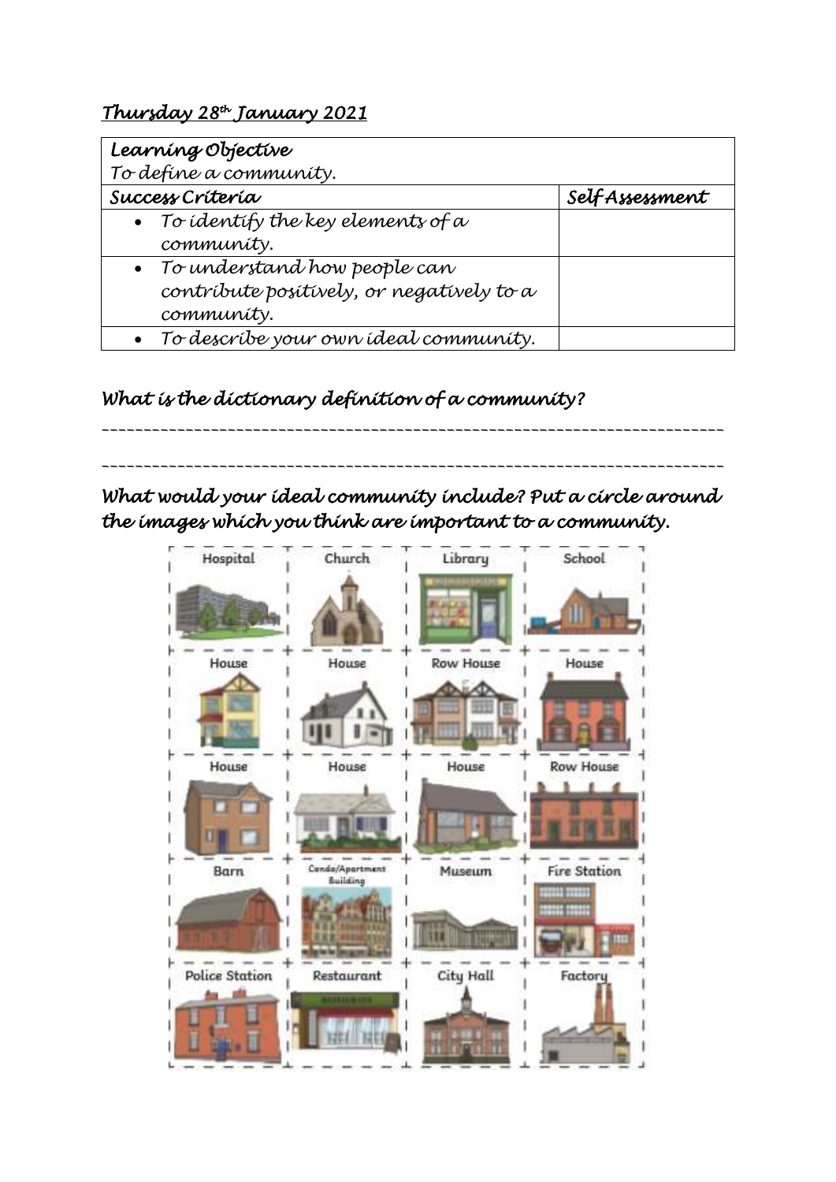*Thursday 28th January 2021*

| *Learning Objective* | |
|---|---|
| *To define a community.* | |
| ***Success Criteria*** | ***Self Assessment*** |
| • *To identify the key elements of a community.* | |
| • *To understand how people can contribute positively, or negatively to a community.* | |
| • *To describe your own ideal community.* | |

***What is the dictionary definition of a community?***

\_\_\_\_\_\_\_\_\_\_\_\_\_\_\_\_\_\_\_\_\_\_\_\_\_\_\_\_\_\_\_\_\_\_\_\_\_\_\_\_\_\_\_\_\_\_\_\_\_\_\_\_\_\_\_\_\_\_\_\_\_\_\_\_\_\_\_\_\_\_

\_\_\_\_\_\_\_\_\_\_\_\_\_\_\_\_\_\_\_\_\_\_\_\_\_\_\_\_\_\_\_\_\_\_\_\_\_\_\_\_\_\_\_\_\_\_\_\_\_\_\_\_\_\_\_\_\_\_\_\_\_\_\_\_\_\_\_\_\_\_

***What would your ideal community include? Put a circle around the images which you think are important to a community.***

| Hospital | Church | Library | School |
|---|---|---|---|
| House | House | Row House | House |
| House | House | House | Row House |
| Barn | Condo/Apartment Building | Museum | Fire Station |
| Police Station | Restaurant | City Hall | Factory |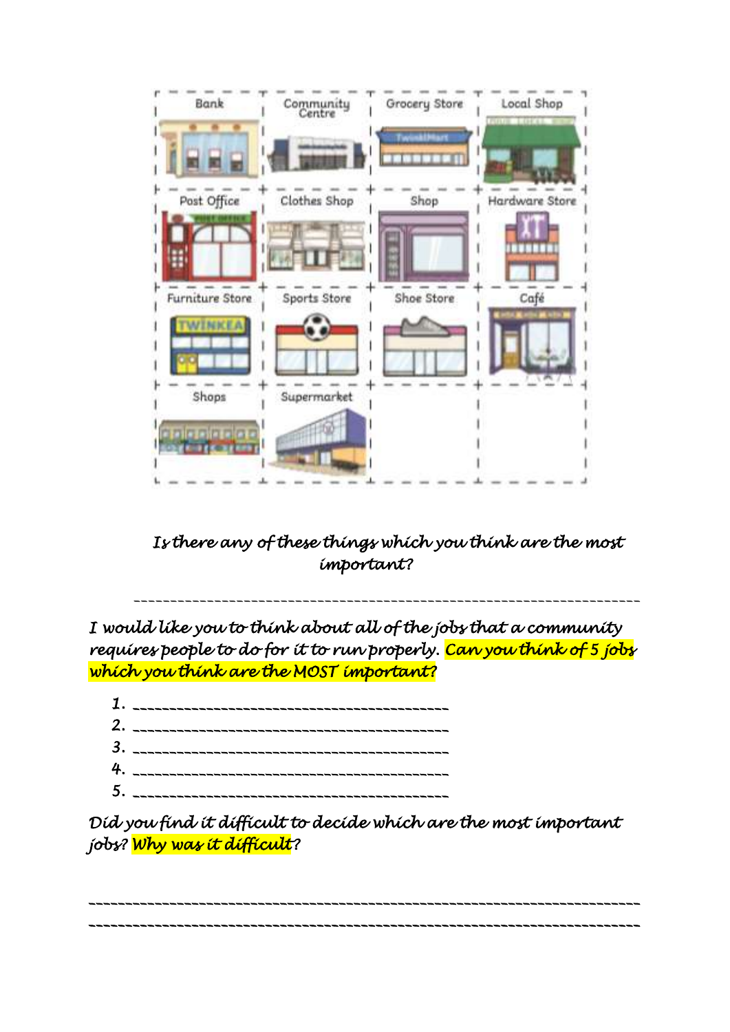| Bank | Community Centre | Grocery Store | Local Shop |
| --- | --- | --- | --- |
| Post Office | Clothes Shop | Shop | Hardware Store |
| Furniture Store | Sports Store | Shoe Store | Café |
| Shops | Supermarket | | |

*Is there any of these things which you think are the most important?*

______________________________________________________________________

*I would like you to think about all of the jobs that a community requires people to do for it to run properly. **Can you think of 5 jobs which you think are the MOST important?***

1. ________________________________________
2. ________________________________________
3. ________________________________________
4. ________________________________________
5. ________________________________________

*Did you find it difficult to decide which are the most important jobs? **Why was it difficult**?*

______________________________________________________________________

______________________________________________________________________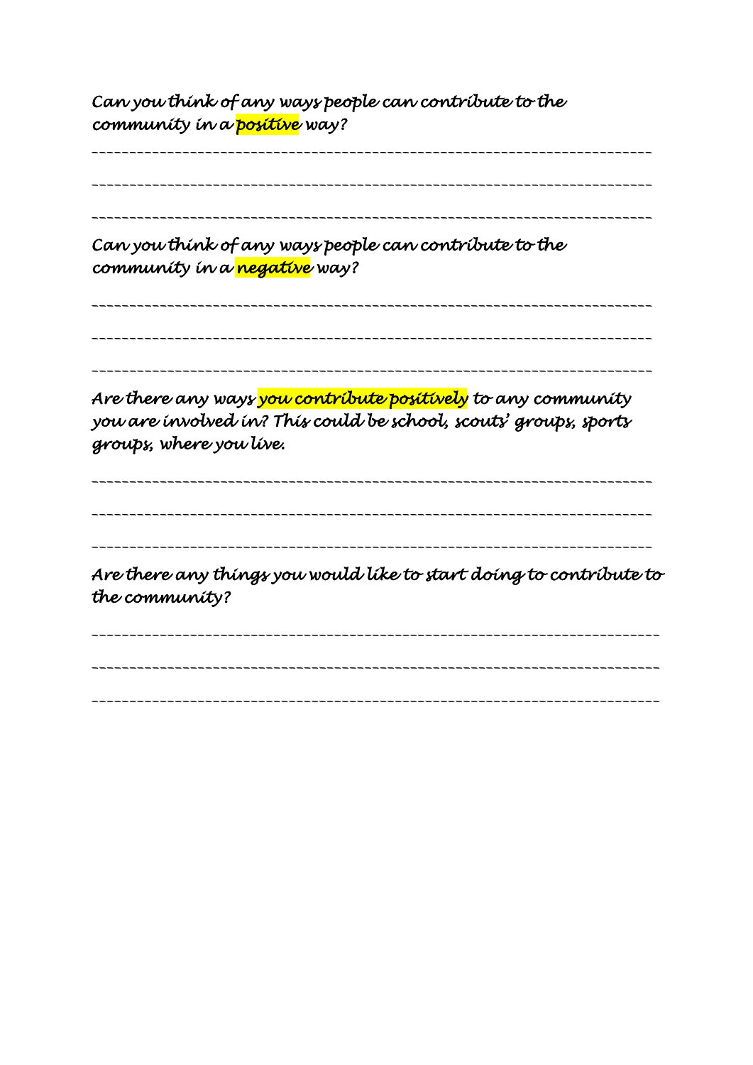*Can you think of any ways people can contribute to the community in a positive way?*

\_\_\_\_\_\_\_\_\_\_\_\_\_\_\_\_\_\_\_\_\_\_\_\_\_\_\_\_\_\_\_\_\_\_\_\_\_\_\_\_\_\_\_\_\_\_\_\_\_\_\_\_\_\_\_\_\_\_\_\_\_\_\_\_\_\_\_\_

\_\_\_\_\_\_\_\_\_\_\_\_\_\_\_\_\_\_\_\_\_\_\_\_\_\_\_\_\_\_\_\_\_\_\_\_\_\_\_\_\_\_\_\_\_\_\_\_\_\_\_\_\_\_\_\_\_\_\_\_\_\_\_\_\_\_\_\_

\_\_\_\_\_\_\_\_\_\_\_\_\_\_\_\_\_\_\_\_\_\_\_\_\_\_\_\_\_\_\_\_\_\_\_\_\_\_\_\_\_\_\_\_\_\_\_\_\_\_\_\_\_\_\_\_\_\_\_\_\_\_\_\_\_\_\_\_

*Can you think of any ways people can contribute to the community in a negative way?*

\_\_\_\_\_\_\_\_\_\_\_\_\_\_\_\_\_\_\_\_\_\_\_\_\_\_\_\_\_\_\_\_\_\_\_\_\_\_\_\_\_\_\_\_\_\_\_\_\_\_\_\_\_\_\_\_\_\_\_\_\_\_\_\_\_\_\_\_

\_\_\_\_\_\_\_\_\_\_\_\_\_\_\_\_\_\_\_\_\_\_\_\_\_\_\_\_\_\_\_\_\_\_\_\_\_\_\_\_\_\_\_\_\_\_\_\_\_\_\_\_\_\_\_\_\_\_\_\_\_\_\_\_\_\_\_\_

\_\_\_\_\_\_\_\_\_\_\_\_\_\_\_\_\_\_\_\_\_\_\_\_\_\_\_\_\_\_\_\_\_\_\_\_\_\_\_\_\_\_\_\_\_\_\_\_\_\_\_\_\_\_\_\_\_\_\_\_\_\_\_\_\_\_\_\_

*Are there any ways you contribute positively to any community you are involved in? This could be school, scouts' groups, sports groups, where you live.*

\_\_\_\_\_\_\_\_\_\_\_\_\_\_\_\_\_\_\_\_\_\_\_\_\_\_\_\_\_\_\_\_\_\_\_\_\_\_\_\_\_\_\_\_\_\_\_\_\_\_\_\_\_\_\_\_\_\_\_\_\_\_\_\_\_\_\_\_

\_\_\_\_\_\_\_\_\_\_\_\_\_\_\_\_\_\_\_\_\_\_\_\_\_\_\_\_\_\_\_\_\_\_\_\_\_\_\_\_\_\_\_\_\_\_\_\_\_\_\_\_\_\_\_\_\_\_\_\_\_\_\_\_\_\_\_\_

\_\_\_\_\_\_\_\_\_\_\_\_\_\_\_\_\_\_\_\_\_\_\_\_\_\_\_\_\_\_\_\_\_\_\_\_\_\_\_\_\_\_\_\_\_\_\_\_\_\_\_\_\_\_\_\_\_\_\_\_\_\_\_\_\_\_\_\_

*Are there any things you would like to start doing to contribute to the community?*

\_\_\_\_\_\_\_\_\_\_\_\_\_\_\_\_\_\_\_\_\_\_\_\_\_\_\_\_\_\_\_\_\_\_\_\_\_\_\_\_\_\_\_\_\_\_\_\_\_\_\_\_\_\_\_\_\_\_\_\_\_\_\_\_\_\_\_\_

\_\_\_\_\_\_\_\_\_\_\_\_\_\_\_\_\_\_\_\_\_\_\_\_\_\_\_\_\_\_\_\_\_\_\_\_\_\_\_\_\_\_\_\_\_\_\_\_\_\_\_\_\_\_\_\_\_\_\_\_\_\_\_\_\_\_\_\_

\_\_\_\_\_\_\_\_\_\_\_\_\_\_\_\_\_\_\_\_\_\_\_\_\_\_\_\_\_\_\_\_\_\_\_\_\_\_\_\_\_\_\_\_\_\_\_\_\_\_\_\_\_\_\_\_\_\_\_\_\_\_\_\_\_\_\_\_